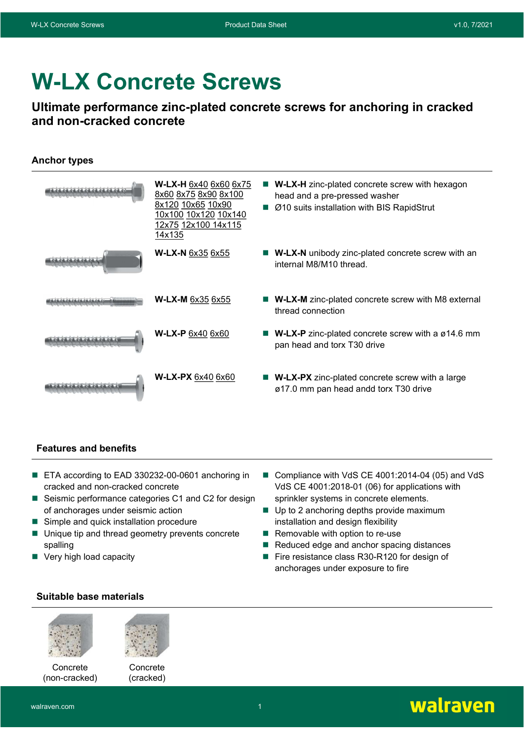# W-LX Concrete Screws

## Ultimate performance zinc-plated concrete screws for anchoring in cracked and non-cracked concrete

### Anchor types

| Type | Description |
|---|---|
| **W-LX-H** 6x40 6x60 6x75 8x60 8x75 8x90 8x100 8x120 10x65 10x90 10x100 10x120 10x140 12x75 12x100 14x115 14x135 | **W-LX-H** zinc-plated concrete screw with hexagon head and a pre-pressed washer; Ø10 suits installation with BIS RapidStrut |
| **W-LX-N** 6x35 6x55 | **W-LX-N** unibody zinc-plated concrete screw with an internal M8/M10 thread. |
| **W-LX-M** 6x35 6x55 | **W-LX-M** zinc-plated concrete screw with M8 external thread connection |
| **W-LX-P** 6x40 6x60 | **W-LX-P** zinc-plated concrete screw with a ø14.6 mm pan head and torx T30 drive |
| **W-LX-PX** 6x40 6x60 | **W-LX-PX** zinc-plated concrete screw with a large ø17.0 mm pan head andd torx T30 drive |

### Features and benefits

- ETA according to EAD 330232-00-0601 anchoring in cracked and non-cracked concrete
- Seismic performance categories C1 and C2 for design of anchorages under seismic action
- Simple and quick installation procedure
- Unique tip and thread geometry prevents concrete spalling
- Very high load capacity
- Compliance with VdS CE 4001:2014-04 (05) and VdS VdS CE 4001:2018-01 (06) for applications with sprinkler systems in concrete elements.
- Up to 2 anchoring depths provide maximum installation and design flexibility
- Removable with option to re-use
- Reduced edge and anchor spacing distances
- Fire resistance class R30-R120 for design of anchorages under exposure to fire

### Suitable base materials

Concrete (non-cracked)

Concrete (cracked)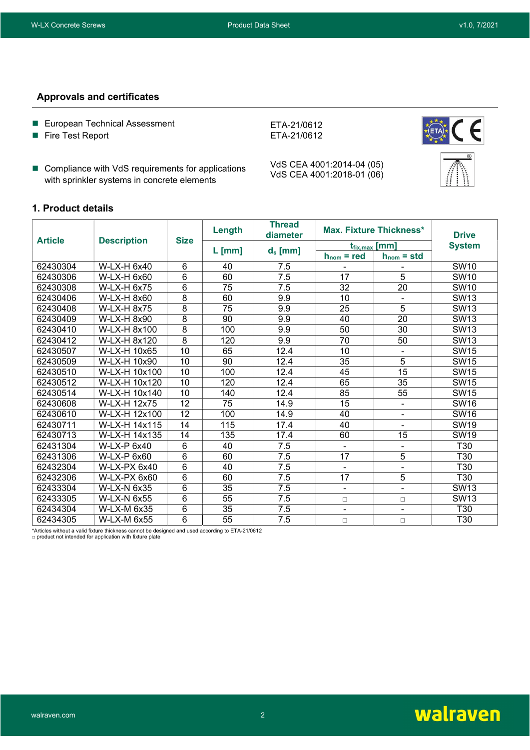## Approvals and certificates

- European Technical Assessment — ETA-21/0612
- Fire Test Report — ETA-21/0612
- Compliance with VdS requirements for applications with sprinkler systems in concrete elements — VdS CEA 4001:2014-04 (05), VdS CEA 4001:2018-01 (06)

## 1. Product details

| Article | Description | Size | Length | Thread diameter | Max. Fixture Thickness* | | Drive System |
|---|---|---|---|---|---|---|---|
| | | | L [mm] | $d_s$ [mm] | $t_{fix,max}$ [mm] | | |
| | | | | | $h_{nom}$ = red | $h_{nom}$ = std | |
| 62430304 | W-LX-H 6x40 | 6 | 40 | 7.5 | - | - | SW10 |
| 62430306 | W-LX-H 6x60 | 6 | 60 | 7.5 | 17 | 5 | SW10 |
| 62430308 | W-LX-H 6x75 | 6 | 75 | 7.5 | 32 | 20 | SW10 |
| 62430406 | W-LX-H 8x60 | 8 | 60 | 9.9 | 10 | - | SW13 |
| 62430408 | W-LX-H 8x75 | 8 | 75 | 9.9 | 25 | 5 | SW13 |
| 62430409 | W-LX-H 8x90 | 8 | 90 | 9.9 | 40 | 20 | SW13 |
| 62430410 | W-LX-H 8x100 | 8 | 100 | 9.9 | 50 | 30 | SW13 |
| 62430412 | W-LX-H 8x120 | 8 | 120 | 9.9 | 70 | 50 | SW13 |
| 62430507 | W-LX-H 10x65 | 10 | 65 | 12.4 | 10 | - | SW15 |
| 62430509 | W-LX-H 10x90 | 10 | 90 | 12.4 | 35 | 5 | SW15 |
| 62430510 | W-LX-H 10x100 | 10 | 100 | 12.4 | 45 | 15 | SW15 |
| 62430512 | W-LX-H 10x120 | 10 | 120 | 12.4 | 65 | 35 | SW15 |
| 62430514 | W-LX-H 10x140 | 10 | 140 | 12.4 | 85 | 55 | SW15 |
| 62430608 | W-LX-H 12x75 | 12 | 75 | 14.9 | 15 | - | SW16 |
| 62430610 | W-LX-H 12x100 | 12 | 100 | 14.9 | 40 | - | SW16 |
| 62430711 | W-LX-H 14x115 | 14 | 115 | 17.4 | 40 | - | SW19 |
| 62430713 | W-LX-H 14x135 | 14 | 135 | 17.4 | 60 | 15 | SW19 |
| 62431304 | W-LX-P 6x40 | 6 | 40 | 7.5 | - | - | T30 |
| 62431306 | W-LX-P 6x60 | 6 | 60 | 7.5 | 17 | 5 | T30 |
| 62432304 | W-LX-PX 6x40 | 6 | 40 | 7.5 | - | - | T30 |
| 62432306 | W-LX-PX 6x60 | 6 | 60 | 7.5 | 17 | 5 | T30 |
| 62433304 | W-LX-N 6x35 | 6 | 35 | 7.5 | - | - | SW13 |
| 62433305 | W-LX-N 6x55 | 6 | 55 | 7.5 | □ | □ | SW13 |
| 62434304 | W-LX-M 6x35 | 6 | 35 | 7.5 | - | - | T30 |
| 62434305 | W-LX-M 6x55 | 6 | 55 | 7.5 | □ | □ | T30 |

*Articles without a valid fixture thickness cannot be designed and used according to ETA-21/0612
□ product not intended for application with fixture plate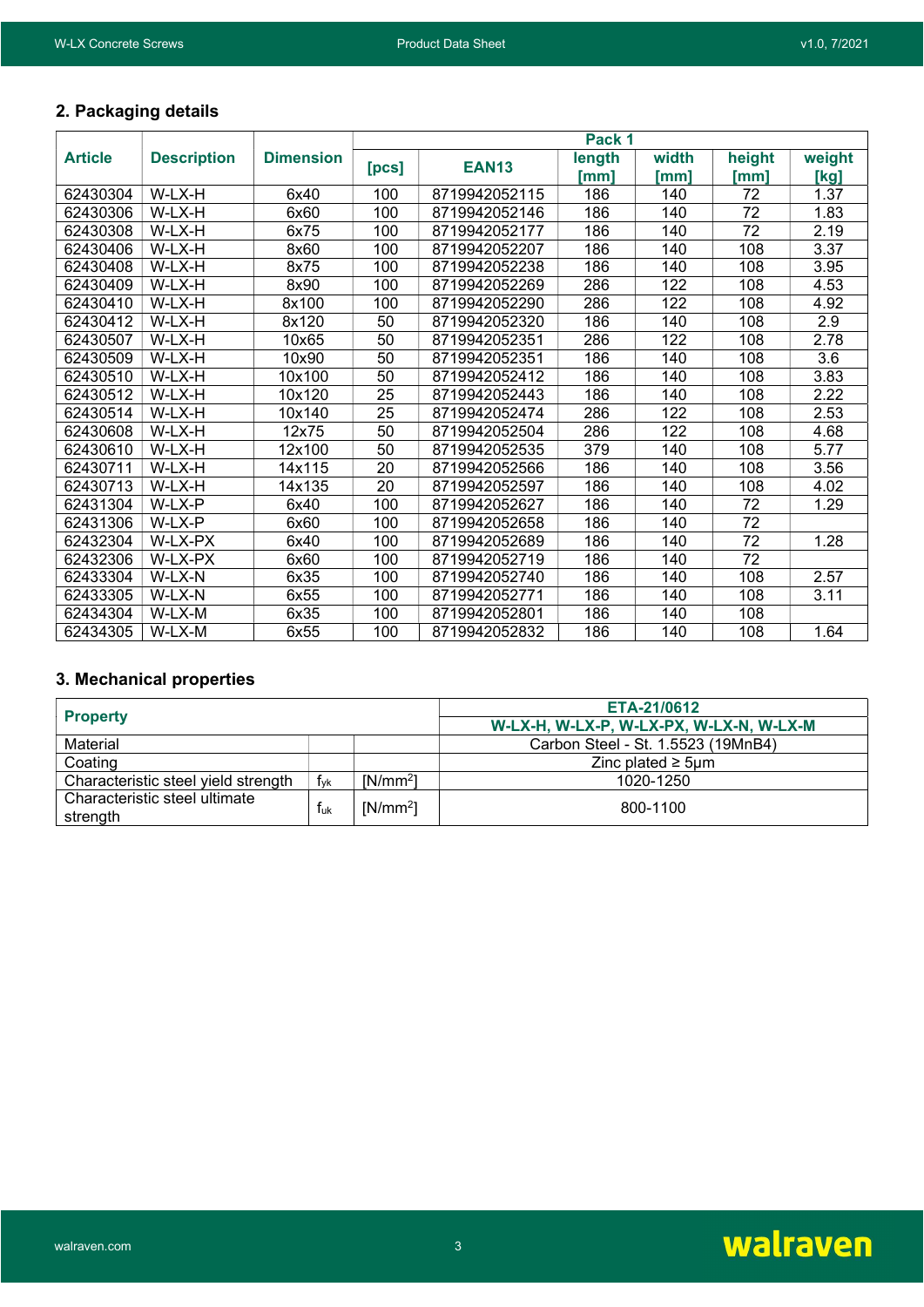## 2. Packaging details

| Article | Description | Dimension | Pack 1 | | | | | |
|---|---|---|---|---|---|---|---|---|
| | | | [pcs] | EAN13 | length [mm] | width [mm] | height [mm] | weight [kg] |
| 62430304 | W-LX-H | 6x40 | 100 | 8719942052115 | 186 | 140 | 72 | 1.37 |
| 62430306 | W-LX-H | 6x60 | 100 | 8719942052146 | 186 | 140 | 72 | 1.83 |
| 62430308 | W-LX-H | 6x75 | 100 | 8719942052177 | 186 | 140 | 72 | 2.19 |
| 62430406 | W-LX-H | 8x60 | 100 | 8719942052207 | 186 | 140 | 108 | 3.37 |
| 62430408 | W-LX-H | 8x75 | 100 | 8719942052238 | 186 | 140 | 108 | 3.95 |
| 62430409 | W-LX-H | 8x90 | 100 | 8719942052269 | 286 | 122 | 108 | 4.53 |
| 62430410 | W-LX-H | 8x100 | 100 | 8719942052290 | 286 | 122 | 108 | 4.92 |
| 62430412 | W-LX-H | 8x120 | 50 | 8719942052320 | 186 | 140 | 108 | 2.9 |
| 62430507 | W-LX-H | 10x65 | 50 | 8719942052351 | 286 | 122 | 108 | 2.78 |
| 62430509 | W-LX-H | 10x90 | 50 | 8719942052351 | 186 | 140 | 108 | 3.6 |
| 62430510 | W-LX-H | 10x100 | 50 | 8719942052412 | 186 | 140 | 108 | 3.83 |
| 62430512 | W-LX-H | 10x120 | 25 | 8719942052443 | 186 | 140 | 108 | 2.22 |
| 62430514 | W-LX-H | 10x140 | 25 | 8719942052474 | 286 | 122 | 108 | 2.53 |
| 62430608 | W-LX-H | 12x75 | 50 | 8719942052504 | 286 | 122 | 108 | 4.68 |
| 62430610 | W-LX-H | 12x100 | 50 | 8719942052535 | 379 | 140 | 108 | 5.77 |
| 62430711 | W-LX-H | 14x115 | 20 | 8719942052566 | 186 | 140 | 108 | 3.56 |
| 62430713 | W-LX-H | 14x135 | 20 | 8719942052597 | 186 | 140 | 108 | 4.02 |
| 62431304 | W-LX-P | 6x40 | 100 | 8719942052627 | 186 | 140 | 72 | 1.29 |
| 62431306 | W-LX-P | 6x60 | 100 | 8719942052658 | 186 | 140 | 72 | |
| 62432304 | W-LX-PX | 6x40 | 100 | 8719942052689 | 186 | 140 | 72 | 1.28 |
| 62432306 | W-LX-PX | 6x60 | 100 | 8719942052719 | 186 | 140 | 72 | |
| 62433304 | W-LX-N | 6x35 | 100 | 8719942052740 | 186 | 140 | 108 | 2.57 |
| 62433305 | W-LX-N | 6x55 | 100 | 8719942052771 | 186 | 140 | 108 | 3.11 |
| 62434304 | W-LX-M | 6x35 | 100 | 8719942052801 | 186 | 140 | 108 | |
| 62434305 | W-LX-M | 6x55 | 100 | 8719942052832 | 186 | 140 | 108 | 1.64 |

## 3. Mechanical properties

| Property | | | ETA-21/0612 |
|---|---|---|---|
| | | | W-LX-H, W-LX-P, W-LX-PX, W-LX-N, W-LX-M |
| Material | | | Carbon Steel - St. 1.5523 (19MnB4) |
| Coating | | | Zinc plated ≥ 5µm |
| Characteristic steel yield strength | $f_{yk}$ | [N/mm$^2$] | 1020-1250 |
| Characteristic steel ultimate strength | $f_{uk}$ | [N/mm$^2$] | 800-1100 |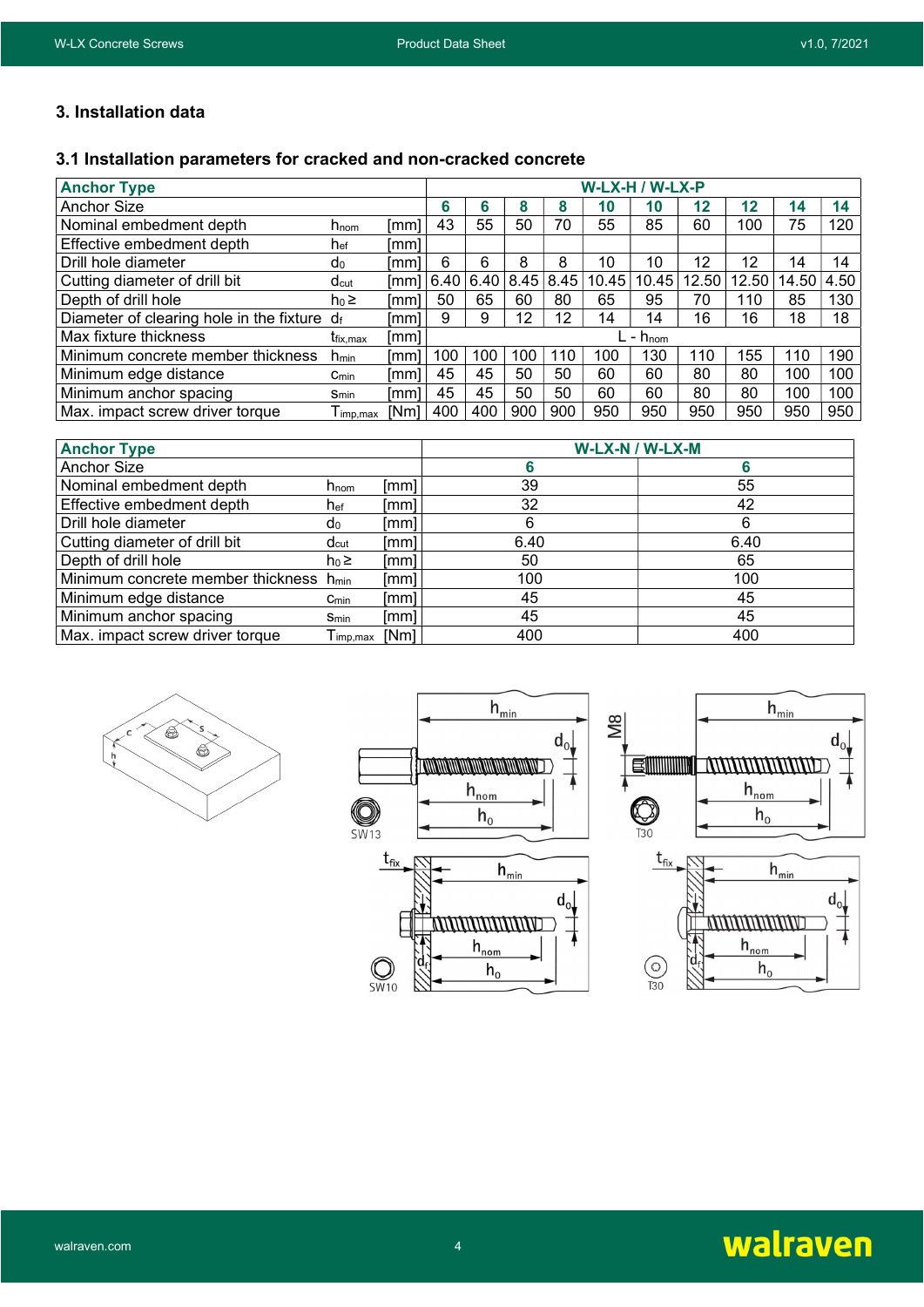# 3. Installation data

## 3.1 Installation parameters for cracked and non-cracked concrete

| Anchor Type | | | W-LX-H / W-LX-P | | | | | | | | | |
|---|---|---|---|---|---|---|---|---|---|---|---|---|
| Anchor Size | | | 6 | 6 | 8 | 8 | 10 | 10 | 12 | 12 | 14 | 14 |
| Nominal embedment depth | $h_{nom}$ | [mm] | 43 | 55 | 50 | 70 | 55 | 85 | 60 | 100 | 75 | 120 |
| Effective embedment depth | $h_{ef}$ | [mm] | | | | | | | | | | |
| Drill hole diameter | $d_0$ | [mm] | 6 | 6 | 8 | 8 | 10 | 10 | 12 | 12 | 14 | 14 |
| Cutting diameter of drill bit | $d_{cut}$ | [mm] | 6.40 | 6.40 | 8.45 | 8.45 | 10.45 | 10.45 | 12.50 | 12.50 | 14.50 | 4.50 |
| Depth of drill hole | $h_0 \geq$ | [mm] | 50 | 65 | 60 | 80 | 65 | 95 | 70 | 110 | 85 | 130 |
| Diameter of clearing hole in the fixture | $d_f$ | [mm] | 9 | 9 | 12 | 12 | 14 | 14 | 16 | 16 | 18 | 18 |
| Max fixture thickness | $t_{fix,max}$ | [mm] | $L - h_{nom}$ | | | | | | | | | |
| Minimum concrete member thickness | $h_{min}$ | [mm] | 100 | 100 | 100 | 110 | 100 | 130 | 110 | 155 | 110 | 190 |
| Minimum edge distance | $c_{min}$ | [mm] | 45 | 45 | 50 | 50 | 60 | 60 | 80 | 80 | 100 | 100 |
| Minimum anchor spacing | $s_{min}$ | [mm] | 45 | 45 | 50 | 50 | 60 | 60 | 80 | 80 | 100 | 100 |
| Max. impact screw driver torque | $T_{imp,max}$ | [Nm] | 400 | 400 | 900 | 900 | 950 | 950 | 950 | 950 | 950 | 950 |

| Anchor Type | | | W-LX-N / W-LX-M | |
|---|---|---|---|---|
| Anchor Size | | | 6 | 6 |
| Nominal embedment depth | $h_{nom}$ | [mm] | 39 | 55 |
| Effective embedment depth | $h_{ef}$ | [mm] | 32 | 42 |
| Drill hole diameter | $d_0$ | [mm] | 6 | 6 |
| Cutting diameter of drill bit | $d_{cut}$ | [mm] | 6.40 | 6.40 |
| Depth of drill hole | $h_0 \geq$ | [mm] | 50 | 65 |
| Minimum concrete member thickness | $h_{min}$ | [mm] | 100 | 100 |
| Minimum edge distance | $c_{min}$ | [mm] | 45 | 45 |
| Minimum anchor spacing | $s_{min}$ | [mm] | 45 | 45 |
| Max. impact screw driver torque | $T_{imp,max}$ | [Nm] | 400 | 400 |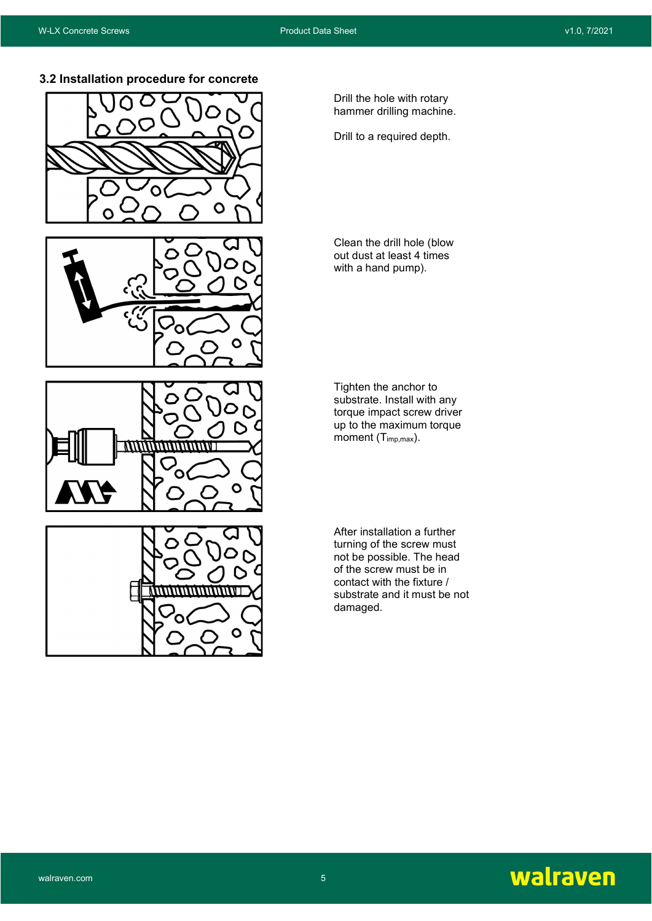### 3.2 Installation procedure for concrete

Drill the hole with rotary hammer drilling machine.

Drill to a required depth.

Clean the drill hole (blow out dust at least 4 times with a hand pump).

Tighten the anchor to substrate. Install with any torque impact screw driver up to the maximum torque moment ($T_{imp,max}$).

After installation a further turning of the screw must not be possible. The head of the screw must be in contact with the fixture / substrate and it must be not damaged.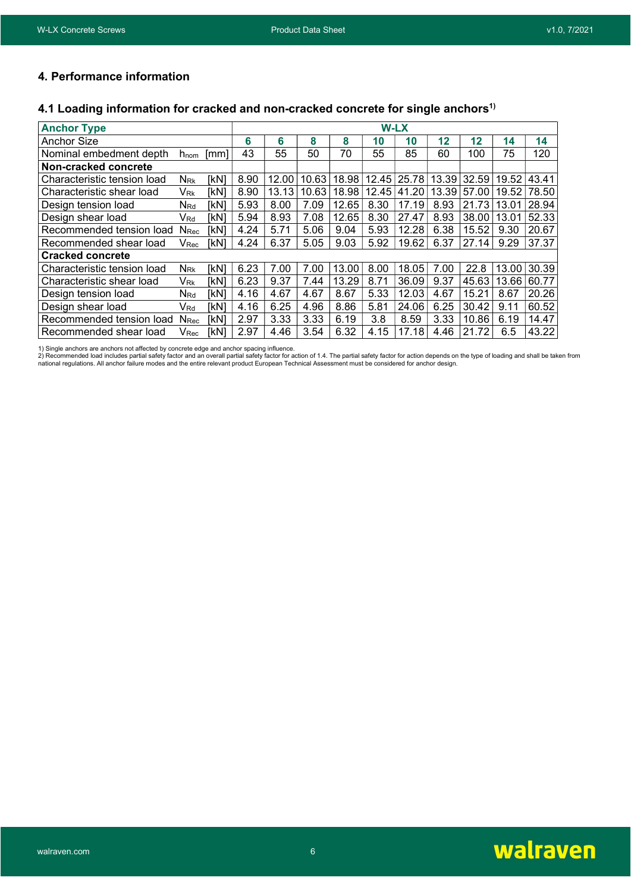## 4. Performance information

### 4.1 Loading information for cracked and non-cracked concrete for single anchors[1)]

| Anchor Type | | | W-LX | | | | | | | | | |
|---|---|---|---|---|---|---|---|---|---|---|---|---|
| Anchor Size | | | 6 | 6 | 8 | 8 | 10 | 10 | 12 | 12 | 14 | 14 |
| Nominal embedment depth | $h_{nom}$ | [mm] | 43 | 55 | 50 | 70 | 55 | 85 | 60 | 100 | 75 | 120 |
| **Non-cracked concrete** | | | | | | | | | | | | |
| Characteristic tension load | $N_{Rk}$ | [kN] | 8.90 | 12.00 | 10.63 | 18.98 | 12.45 | 25.78 | 13.39 | 32.59 | 19.52 | 43.41 |
| Characteristic shear load | $V_{Rk}$ | [kN] | 8.90 | 13.13 | 10.63 | 18.98 | 12.45 | 41.20 | 13.39 | 57.00 | 19.52 | 78.50 |
| Design tension load | $N_{Rd}$ | [kN] | 5.93 | 8.00 | 7.09 | 12.65 | 8.30 | 17.19 | 8.93 | 21.73 | 13.01 | 28.94 |
| Design shear load | $V_{Rd}$ | [kN] | 5.94 | 8.93 | 7.08 | 12.65 | 8.30 | 27.47 | 8.93 | 38.00 | 13.01 | 52.33 |
| Recommended tension load | $N_{Rec}$ | [kN] | 4.24 | 5.71 | 5.06 | 9.04 | 5.93 | 12.28 | 6.38 | 15.52 | 9.30 | 20.67 |
| Recommended shear load | $V_{Rec}$ | [kN] | 4.24 | 6.37 | 5.05 | 9.03 | 5.92 | 19.62 | 6.37 | 27.14 | 9.29 | 37.37 |
| **Cracked concrete** | | | | | | | | | | | | |
| Characteristic tension load | $N_{Rk}$ | [kN] | 6.23 | 7.00 | 7.00 | 13.00 | 8.00 | 18.05 | 7.00 | 22.8 | 13.00 | 30.39 |
| Characteristic shear load | $V_{Rk}$ | [kN] | 6.23 | 9.37 | 7.44 | 13.29 | 8.71 | 36.09 | 9.37 | 45.63 | 13.66 | 60.77 |
| Design tension load | $N_{Rd}$ | [kN] | 4.16 | 4.67 | 4.67 | 8.67 | 5.33 | 12.03 | 4.67 | 15.21 | 8.67 | 20.26 |
| Design shear load | $V_{Rd}$ | [kN] | 4.16 | 6.25 | 4.96 | 8.86 | 5.81 | 24.06 | 6.25 | 30.42 | 9.11 | 60.52 |
| Recommended tension load | $N_{Rec}$ | [kN] | 2.97 | 3.33 | 3.33 | 6.19 | 3.8 | 8.59 | 3.33 | 10.86 | 6.19 | 14.47 |
| Recommended shear load | $V_{Rec}$ | [kN] | 2.97 | 4.46 | 3.54 | 6.32 | 4.15 | 17.18 | 4.46 | 21.72 | 6.5 | 43.22 |

1) Single anchors are anchors not affected by concrete edge and anchor spacing influence.
2) Recommended load includes partial safety factor and an overall partial safety factor for action of 1.4. The partial safety factor for action depends on the type of loading and shall be taken from national regulations. All anchor failure modes and the entire relevant product European Technical Assessment must be considered for anchor design.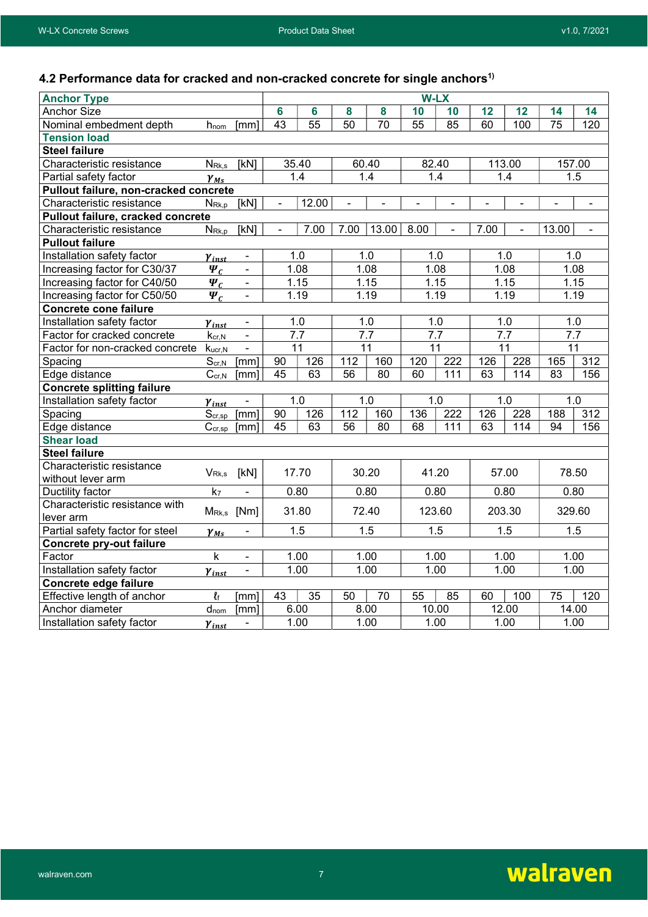## 4.2 Performance data for cracked and non-cracked concrete for single anchors[1)]

| Anchor Type | | | W-LX | | | | | | | | | |
|---|---|---|---|---|---|---|---|---|---|---|---|---|
| Anchor Size | | | 6 | 6 | 8 | 8 | 10 | 10 | 12 | 12 | 14 | 14 |
| Nominal embedment depth | $h_{nom}$ | [mm] | 43 | 55 | 50 | 70 | 55 | 85 | 60 | 100 | 75 | 120 |
| **Tension load** | | | | | | | | | | | | |
| **Steel failure** | | | | | | | | | | | | |
| Characteristic resistance | $N_{Rk,s}$ | [kN] | 35.40 | | 60.40 | | 82.40 | | 113.00 | | 157.00 | |
| Partial safety factor | $\gamma_{Ms}$ | | 1.4 | | 1.4 | | 1.4 | | 1.4 | | 1.5 | |
| **Pullout failure, non-cracked concrete** | | | | | | | | | | | | |
| Characteristic resistance | $N_{Rk,p}$ | [kN] | - | 12.00 | - | - | - | - | - | - | - | - |
| **Pullout failure, cracked concrete** | | | | | | | | | | | | |
| Characteristic resistance | $N_{Rk,p}$ | [kN] | - | 7.00 | 7.00 | 13.00 | 8.00 | - | 7.00 | - | 13.00 | - |
| **Pullout failure** | | | | | | | | | | | | |
| Installation safety factor | $\gamma_{inst}$ | - | 1.0 | | 1.0 | | 1.0 | | 1.0 | | 1.0 | |
| Increasing factor for C30/37 | $\Psi_c$ | - | 1.08 | | 1.08 | | 1.08 | | 1.08 | | 1.08 | |
| Increasing factor for C40/50 | $\Psi_c$ | - | 1.15 | | 1.15 | | 1.15 | | 1.15 | | 1.15 | |
| Increasing factor for C50/50 | $\Psi_c$ | - | 1.19 | | 1.19 | | 1.19 | | 1.19 | | 1.19 | |
| **Concrete cone failure** | | | | | | | | | | | | |
| Installation safety factor | $\gamma_{inst}$ | - | 1.0 | | 1.0 | | 1.0 | | 1.0 | | 1.0 | |
| Factor for cracked concrete | $k_{cr,N}$ | - | 7.7 | | 7.7 | | 7.7 | | 7.7 | | 7.7 | |
| Factor for non-cracked concrete | $k_{ucr,N}$ | - | 11 | | 11 | | 11 | | 11 | | 11 | |
| Spacing | $S_{cr,N}$ | [mm] | 90 | 126 | 112 | 160 | 120 | 222 | 126 | 228 | 165 | 312 |
| Edge distance | $C_{cr,N}$ | [mm] | 45 | 63 | 56 | 80 | 60 | 111 | 63 | 114 | 83 | 156 |
| **Concrete splitting failure** | | | | | | | | | | | | |
| Installation safety factor | $\gamma_{inst}$ | - | 1.0 | | 1.0 | | 1.0 | | 1.0 | | 1.0 | |
| Spacing | $S_{cr,sp}$ | [mm] | 90 | 126 | 112 | 160 | 136 | 222 | 126 | 228 | 188 | 312 |
| Edge distance | $C_{cr,sp}$ | [mm] | 45 | 63 | 56 | 80 | 68 | 111 | 63 | 114 | 94 | 156 |
| **Shear load** | | | | | | | | | | | | |
| **Steel failure** | | | | | | | | | | | | |
| Characteristic resistance without lever arm | $V_{Rk,s}$ | [kN] | 17.70 | | 30.20 | | 41.20 | | 57.00 | | 78.50 | |
| Ductility factor | $k_7$ | - | 0.80 | | 0.80 | | 0.80 | | 0.80 | | 0.80 | |
| Characteristic resistance with lever arm | $M_{Rk,s}$ | [Nm] | 31.80 | | 72.40 | | 123.60 | | 203.30 | | 329.60 | |
| Partial safety factor for steel | $\gamma_{Ms}$ | - | 1.5 | | 1.5 | | 1.5 | | 1.5 | | 1.5 | |
| **Concrete pry-out failure** | | | | | | | | | | | | |
| Factor | k | - | 1.00 | | 1.00 | | 1.00 | | 1.00 | | 1.00 | |
| Installation safety factor | $\gamma_{inst}$ | - | 1.00 | | 1.00 | | 1.00 | | 1.00 | | 1.00 | |
| **Concrete edge failure** | | | | | | | | | | | | |
| Effective length of anchor | $\ell_f$ | [mm] | 43 | 35 | 50 | 70 | 55 | 85 | 60 | 100 | 75 | 120 |
| Anchor diameter | $d_{nom}$ | [mm] | 6.00 | | 8.00 | | 10.00 | | 12.00 | | 14.00 | |
| Installation safety factor | $\gamma_{inst}$ | - | 1.00 | | 1.00 | | 1.00 | | 1.00 | | 1.00 | |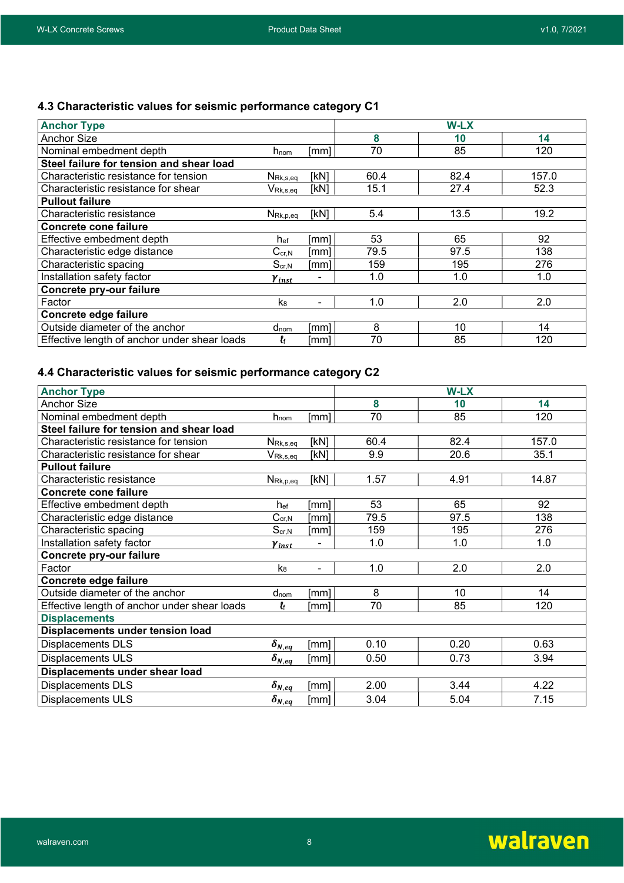## 4.3 Characteristic values for seismic performance category C1

| Anchor Type | | | W-LX | | |
|---|---|---|---|---|---|
| Anchor Size | | | **8** | **10** | **14** |
| Nominal embedment depth | $h_{nom}$ | [mm] | 70 | 85 | 120 |
| **Steel failure for tension and shear load** | | | | | |
| Characteristic resistance for tension | $N_{Rk,s,eq}$ | [kN] | 60.4 | 82.4 | 157.0 |
| Characteristic resistance for shear | $V_{Rk,s,eq}$ | [kN] | 15.1 | 27.4 | 52.3 |
| **Pullout failure** | | | | | |
| Characteristic resistance | $N_{Rk,p,eq}$ | [kN] | 5.4 | 13.5 | 19.2 |
| **Concrete cone failure** | | | | | |
| Effective embedment depth | $h_{ef}$ | [mm] | 53 | 65 | 92 |
| Characteristic edge distance | $C_{cr,N}$ | [mm] | 79.5 | 97.5 | 138 |
| Characteristic spacing | $S_{cr,N}$ | [mm] | 159 | 195 | 276 |
| Installation safety factor | $\gamma_{inst}$ | - | 1.0 | 1.0 | 1.0 |
| **Concrete pry-our failure** | | | | | |
| Factor | $k_8$ | - | 1.0 | 2.0 | 2.0 |
| **Concrete edge failure** | | | | | |
| Outside diameter of the anchor | $d_{nom}$ | [mm] | 8 | 10 | 14 |
| Effective length of anchor under shear loads | $\ell_f$ | [mm] | 70 | 85 | 120 |

## 4.4 Characteristic values for seismic performance category C2

| Anchor Type | | | W-LX | | |
|---|---|---|---|---|---|
| Anchor Size | | | **8** | **10** | **14** |
| Nominal embedment depth | $h_{nom}$ | [mm] | 70 | 85 | 120 |
| **Steel failure for tension and shear load** | | | | | |
| Characteristic resistance for tension | $N_{Rk,s,eq}$ | [kN] | 60.4 | 82.4 | 157.0 |
| Characteristic resistance for shear | $V_{Rk,s,eq}$ | [kN] | 9.9 | 20.6 | 35.1 |
| **Pullout failure** | | | | | |
| Characteristic resistance | $N_{Rk,p,eq}$ | [kN] | 1.57 | 4.91 | 14.87 |
| **Concrete cone failure** | | | | | |
| Effective embedment depth | $h_{ef}$ | [mm] | 53 | 65 | 92 |
| Characteristic edge distance | $C_{cr,N}$ | [mm] | 79.5 | 97.5 | 138 |
| Characteristic spacing | $S_{cr,N}$ | [mm] | 159 | 195 | 276 |
| Installation safety factor | $\gamma_{inst}$ | - | 1.0 | 1.0 | 1.0 |
| **Concrete pry-our failure** | | | | | |
| Factor | $k_8$ | - | 1.0 | 2.0 | 2.0 |
| **Concrete edge failure** | | | | | |
| Outside diameter of the anchor | $d_{nom}$ | [mm] | 8 | 10 | 14 |
| Effective length of anchor under shear loads | $\ell_f$ | [mm] | 70 | 85 | 120 |
| **Displacements** | | | | | |
| **Displacements under tension load** | | | | | |
| Displacements DLS | $\delta_{N,eq}$ | [mm] | 0.10 | 0.20 | 0.63 |
| Displacements ULS | $\delta_{N,eq}$ | [mm] | 0.50 | 0.73 | 3.94 |
| **Displacements under shear load** | | | | | |
| Displacements DLS | $\delta_{N,eq}$ | [mm] | 2.00 | 3.44 | 4.22 |
| Displacements ULS | $\delta_{N,eq}$ | [mm] | 3.04 | 5.04 | 7.15 |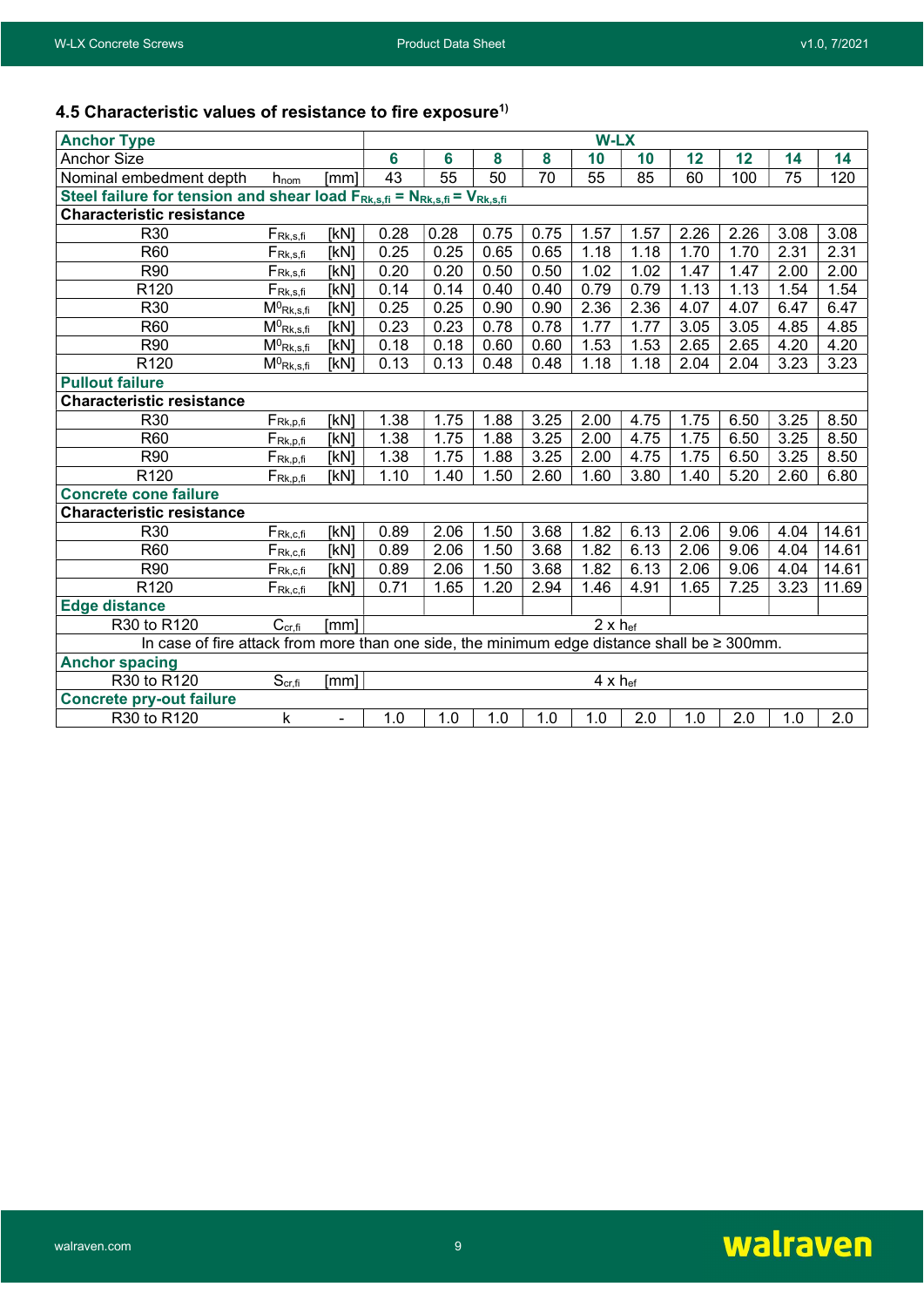### 4.5 Characteristic values of resistance to fire exposure[1)]

| Anchor Type | | | W-LX | | | | | | | | | |
|---|---|---|---|---|---|---|---|---|---|---|---|---|
| Anchor Size | | | 6 | 6 | 8 | 8 | 10 | 10 | 12 | 12 | 14 | 14 |
| Nominal embedment depth | $h_{nom}$ | [mm] | 43 | 55 | 50 | 70 | 55 | 85 | 60 | 100 | 75 | 120 |
| **Steel failure for tension and shear load $F_{Rk,s,fi} = N_{Rk,s,fi} = V_{Rk,s,fi}$** | | | | | | | | | | | | |
| **Characteristic resistance** | | | | | | | | | | | | |
| R30 | $F_{Rk,s,fi}$ | [kN] | 0.28 | 0.28 | 0.75 | 0.75 | 1.57 | 1.57 | 2.26 | 2.26 | 3.08 | 3.08 |
| R60 | $F_{Rk,s,fi}$ | [kN] | 0.25 | 0.25 | 0.65 | 0.65 | 1.18 | 1.18 | 1.70 | 1.70 | 2.31 | 2.31 |
| R90 | $F_{Rk,s,fi}$ | [kN] | 0.20 | 0.20 | 0.50 | 0.50 | 1.02 | 1.02 | 1.47 | 1.47 | 2.00 | 2.00 |
| R120 | $F_{Rk,s,fi}$ | [kN] | 0.14 | 0.14 | 0.40 | 0.40 | 0.79 | 0.79 | 1.13 | 1.13 | 1.54 | 1.54 |
| R30 | $M^0_{Rk,s,fi}$ | [kN] | 0.25 | 0.25 | 0.90 | 0.90 | 2.36 | 2.36 | 4.07 | 4.07 | 6.47 | 6.47 |
| R60 | $M^0_{Rk,s,fi}$ | [kN] | 0.23 | 0.23 | 0.78 | 0.78 | 1.77 | 1.77 | 3.05 | 3.05 | 4.85 | 4.85 |
| R90 | $M^0_{Rk,s,fi}$ | [kN] | 0.18 | 0.18 | 0.60 | 0.60 | 1.53 | 1.53 | 2.65 | 2.65 | 4.20 | 4.20 |
| R120 | $M^0_{Rk,s,fi}$ | [kN] | 0.13 | 0.13 | 0.48 | 0.48 | 1.18 | 1.18 | 2.04 | 2.04 | 3.23 | 3.23 |
| **Pullout failure** | | | | | | | | | | | | |
| **Characteristic resistance** | | | | | | | | | | | | |
| R30 | $F_{Rk,p,fi}$ | [kN] | 1.38 | 1.75 | 1.88 | 3.25 | 2.00 | 4.75 | 1.75 | 6.50 | 3.25 | 8.50 |
| R60 | $F_{Rk,p,fi}$ | [kN] | 1.38 | 1.75 | 1.88 | 3.25 | 2.00 | 4.75 | 1.75 | 6.50 | 3.25 | 8.50 |
| R90 | $F_{Rk,p,fi}$ | [kN] | 1.38 | 1.75 | 1.88 | 3.25 | 2.00 | 4.75 | 1.75 | 6.50 | 3.25 | 8.50 |
| R120 | $F_{Rk,p,fi}$ | [kN] | 1.10 | 1.40 | 1.50 | 2.60 | 1.60 | 3.80 | 1.40 | 5.20 | 2.60 | 6.80 |
| **Concrete cone failure** | | | | | | | | | | | | |
| **Characteristic resistance** | | | | | | | | | | | | |
| R30 | $F_{Rk,c,fi}$ | [kN] | 0.89 | 2.06 | 1.50 | 3.68 | 1.82 | 6.13 | 2.06 | 9.06 | 4.04 | 14.61 |
| R60 | $F_{Rk,c,fi}$ | [kN] | 0.89 | 2.06 | 1.50 | 3.68 | 1.82 | 6.13 | 2.06 | 9.06 | 4.04 | 14.61 |
| R90 | $F_{Rk,c,fi}$ | [kN] | 0.89 | 2.06 | 1.50 | 3.68 | 1.82 | 6.13 | 2.06 | 9.06 | 4.04 | 14.61 |
| R120 | $F_{Rk,c,fi}$ | [kN] | 0.71 | 1.65 | 1.20 | 2.94 | 1.46 | 4.91 | 1.65 | 7.25 | 3.23 | 11.69 |
| **Edge distance** | | | | | | | | | | | | |
| R30 to R120 | $C_{cr,fi}$ | [mm] | $2 \times h_{ef}$ | | | | | | | | | |
| In case of fire attack from more than one side, the minimum edge distance shall be ≥ 300mm. | | | | | | | | | | | | |
| **Anchor spacing** | | | | | | | | | | | | |
| R30 to R120 | $S_{cr,fi}$ | [mm] | $4 \times h_{ef}$ | | | | | | | | | |
| **Concrete pry-out failure** | | | | | | | | | | | | |
| R30 to R120 | k | - | 1.0 | 1.0 | 1.0 | 1.0 | 1.0 | 2.0 | 1.0 | 2.0 | 1.0 | 2.0 |